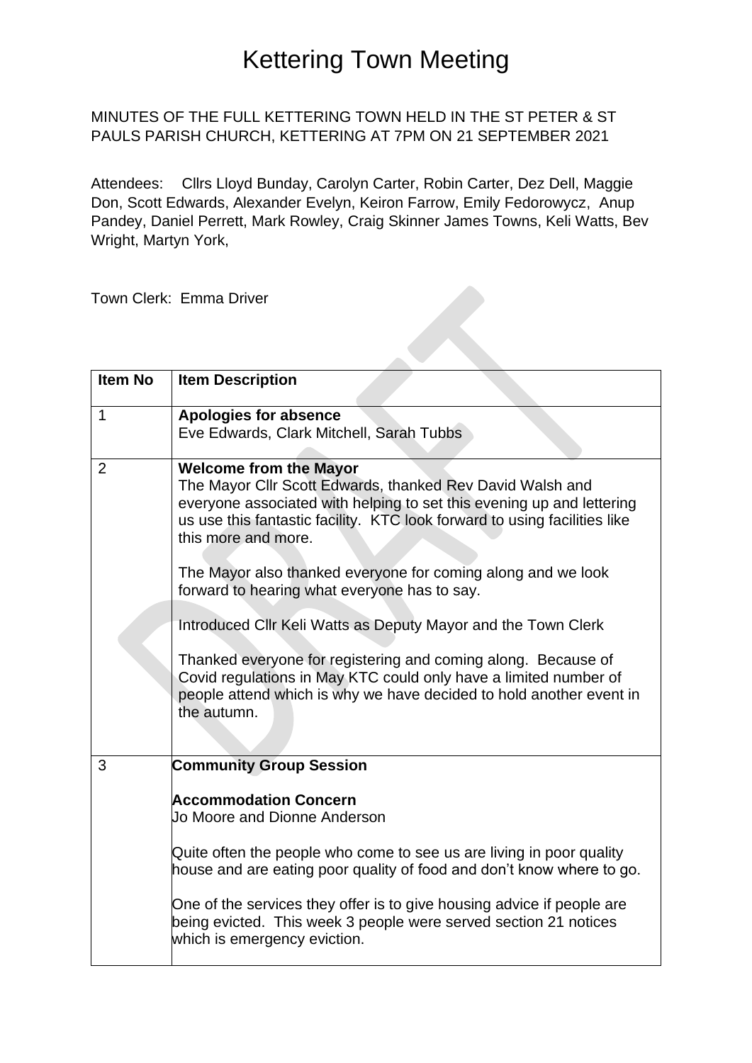# Kettering Town Meeting

MINUTES OF THE FULL KETTERING TOWN HELD IN THE ST PETER & ST PAULS PARISH CHURCH, KETTERING AT 7PM ON 21 SEPTEMBER 2021

Attendees: Cllrs Lloyd Bunday, Carolyn Carter, Robin Carter, Dez Dell, Maggie Don, Scott Edwards, Alexander Evelyn, Keiron Farrow, Emily Fedorowycz, Anup Pandey, Daniel Perrett, Mark Rowley, Craig Skinner James Towns, Keli Watts, Bev Wright, Martyn York,

Town Clerk: Emma Driver

| Item No | Item Description |
|---|---|
| 1 | **Apologies for absence**<br>Eve Edwards, Clark Mitchell, Sarah Tubbs |
| 2 | **Welcome from the Mayor**<br>The Mayor Cllr Scott Edwards, thanked Rev David Walsh and everyone associated with helping to set this evening up and lettering us use this fantastic facility. KTC look forward to using facilities like this more and more.<br><br>The Mayor also thanked everyone for coming along and we look forward to hearing what everyone has to say.<br><br>Introduced Cllr Keli Watts as Deputy Mayor and the Town Clerk<br><br>Thanked everyone for registering and coming along. Because of Covid regulations in May KTC could only have a limited number of people attend which is why we have decided to hold another event in the autumn. |
| 3 | **Community Group Session**<br><br>**Accommodation Concern**<br>Jo Moore and Dionne Anderson<br><br>Quite often the people who come to see us are living in poor quality house and are eating poor quality of food and don't know where to go.<br><br>One of the services they offer is to give housing advice if people are being evicted. This week 3 people were served section 21 notices which is emergency eviction. |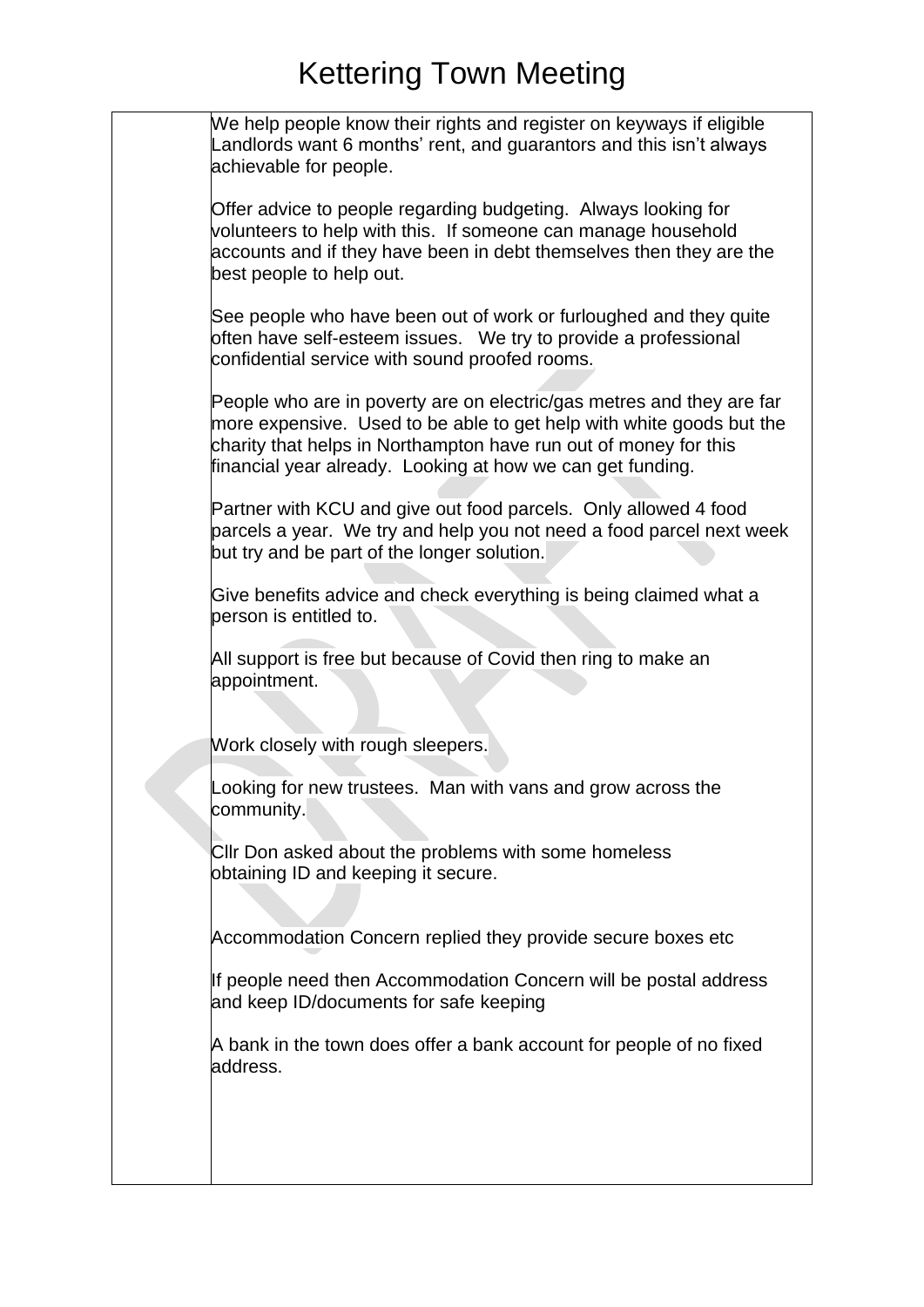# Kettering Town Meeting

| | |
|---|---|
| | We help people know their rights and register on keyways if eligible Landlords want 6 months' rent, and guarantors and this isn't always achievable for people.<br><br>Offer advice to people regarding budgeting. Always looking for volunteers to help with this. If someone can manage household accounts and if they have been in debt themselves then they are the best people to help out.<br><br>See people who have been out of work or furloughed and they quite often have self-esteem issues. We try to provide a professional confidential service with sound proofed rooms.<br><br>People who are in poverty are on electric/gas metres and they are far more expensive. Used to be able to get help with white goods but the charity that helps in Northampton have run out of money for this financial year already. Looking at how we can get funding.<br><br>Partner with KCU and give out food parcels. Only allowed 4 food parcels a year. We try and help you not need a food parcel next week but try and be part of the longer solution.<br><br>Give benefits advice and check everything is being claimed what a person is entitled to.<br><br>All support is free but because of Covid then ring to make an appointment.<br><br>Work closely with rough sleepers.<br><br>Looking for new trustees. Man with vans and grow across the community.<br><br>Cllr Don asked about the problems with some homeless obtaining ID and keeping it secure.<br><br>Accommodation Concern replied they provide secure boxes etc<br><br>If people need then Accommodation Concern will be postal address and keep ID/documents for safe keeping<br><br>A bank in the town does offer a bank account for people of no fixed address. |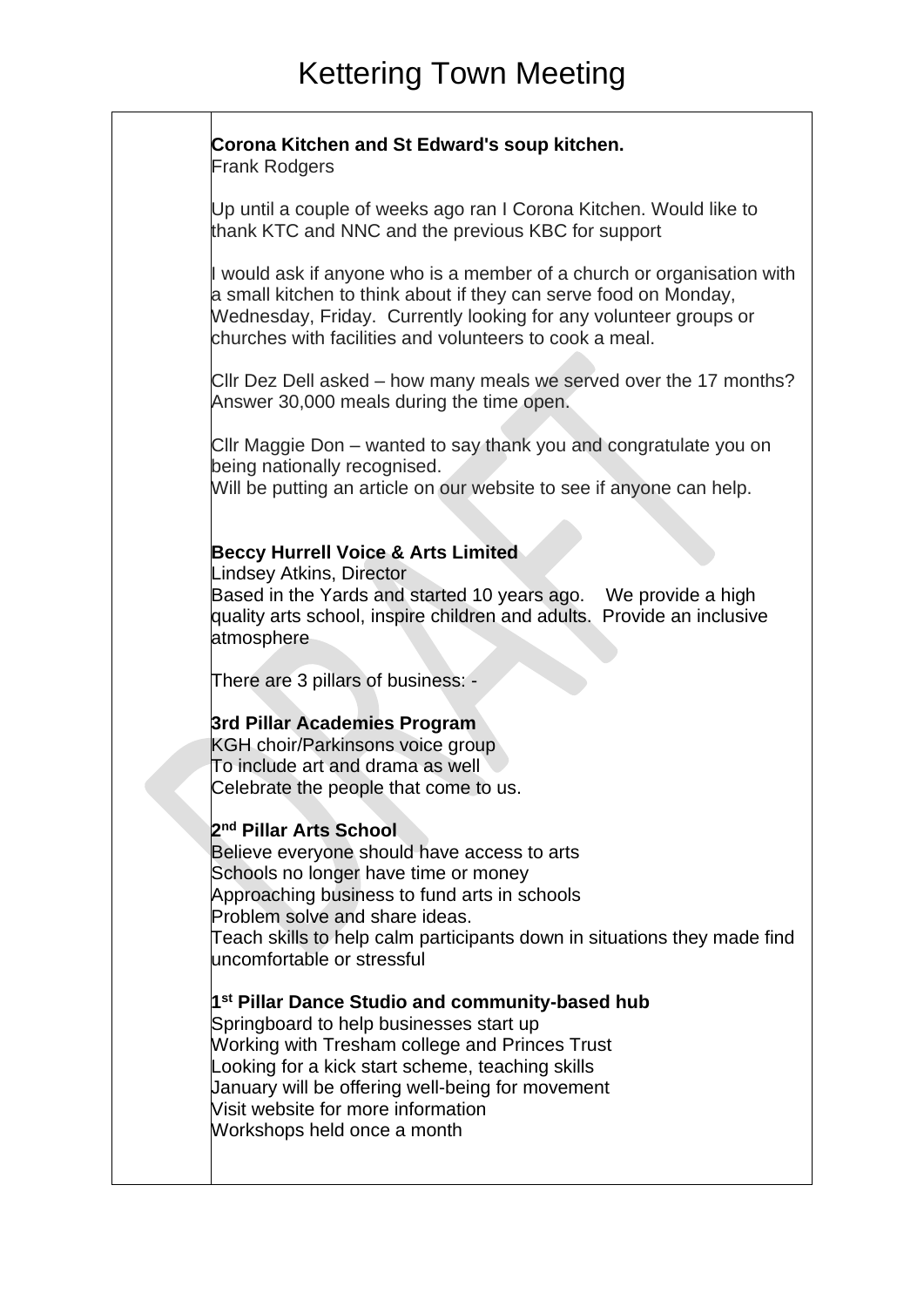# Kettering Town Meeting

**Corona Kitchen and St Edward's soup kitchen.**
Frank Rodgers

Up until a couple of weeks ago ran I Corona Kitchen. Would like to thank KTC and NNC and the previous KBC for support

I would ask if anyone who is a member of a church or organisation with a small kitchen to think about if they can serve food on Monday, Wednesday, Friday. Currently looking for any volunteer groups or churches with facilities and volunteers to cook a meal.

Cllr Dez Dell asked – how many meals we served over the 17 months? Answer 30,000 meals during the time open.

Cllr Maggie Don – wanted to say thank you and congratulate you on being nationally recognised.
Will be putting an article on our website to see if anyone can help.

**Beccy Hurrell Voice & Arts Limited**
Lindsey Atkins, Director
Based in the Yards and started 10 years ago. We provide a high quality arts school, inspire children and adults. Provide an inclusive atmosphere

There are 3 pillars of business: -

**3rd Pillar Academies Program**
KGH choir/Parkinsons voice group
To include art and drama as well
Celebrate the people that come to us.

**2nd Pillar Arts School**
Believe everyone should have access to arts
Schools no longer have time or money
Approaching business to fund arts in schools
Problem solve and share ideas.
Teach skills to help calm participants down in situations they made find uncomfortable or stressful

**1st Pillar Dance Studio and community-based hub**
Springboard to help businesses start up
Working with Tresham college and Princes Trust
Looking for a kick start scheme, teaching skills
January will be offering well-being for movement
Visit website for more information
Workshops held once a month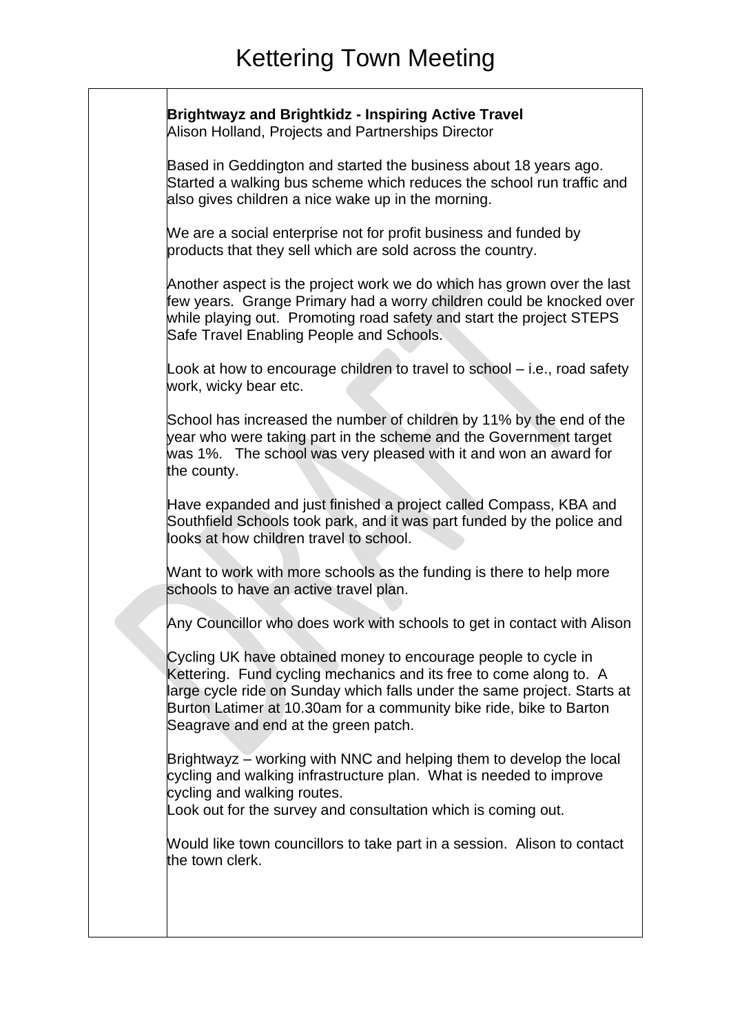# Kettering Town Meeting

**Brightwayz and Brightkidz - Inspiring Active Travel**
Alison Holland, Projects and Partnerships Director

Based in Geddington and started the business about 18 years ago. Started a walking bus scheme which reduces the school run traffic and also gives children a nice wake up in the morning.

We are a social enterprise not for profit business and funded by products that they sell which are sold across the country.

Another aspect is the project work we do which has grown over the last few years. Grange Primary had a worry children could be knocked over while playing out. Promoting road safety and start the project STEPS Safe Travel Enabling People and Schools.

Look at how to encourage children to travel to school – i.e., road safety work, wicky bear etc.

School has increased the number of children by 11% by the end of the year who were taking part in the scheme and the Government target was 1%. The school was very pleased with it and won an award for the county.

Have expanded and just finished a project called Compass, KBA and Southfield Schools took park, and it was part funded by the police and looks at how children travel to school.

Want to work with more schools as the funding is there to help more schools to have an active travel plan.

Any Councillor who does work with schools to get in contact with Alison

Cycling UK have obtained money to encourage people to cycle in Kettering. Fund cycling mechanics and its free to come along to. A large cycle ride on Sunday which falls under the same project. Starts at Burton Latimer at 10.30am for a community bike ride, bike to Barton Seagrave and end at the green patch.

Brightwayz – working with NNC and helping them to develop the local cycling and walking infrastructure plan. What is needed to improve cycling and walking routes.
Look out for the survey and consultation which is coming out.

Would like town councillors to take part in a session. Alison to contact the town clerk.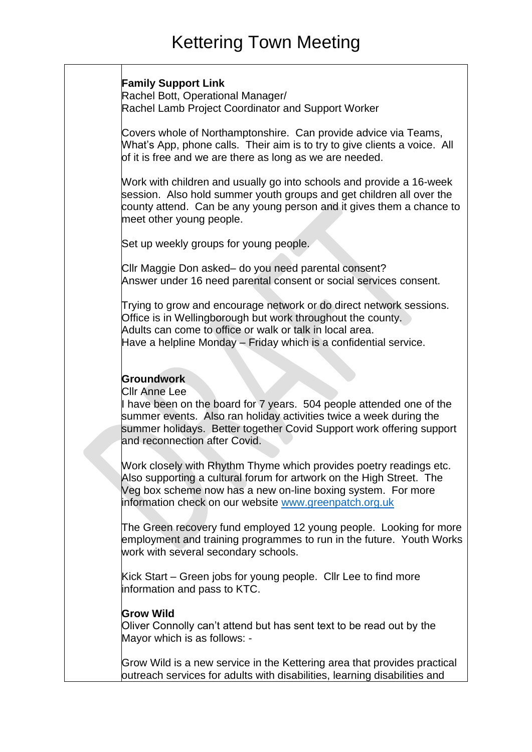# Kettering Town Meeting

**Family Support Link**
Rachel Bott, Operational Manager/
Rachel Lamb Project Coordinator and Support Worker

Covers whole of Northamptonshire. Can provide advice via Teams, What's App, phone calls. Their aim is to try to give clients a voice. All of it is free and we are there as long as we are needed.

Work with children and usually go into schools and provide a 16-week session. Also hold summer youth groups and get children all over the county attend. Can be any young person and it gives them a chance to meet other young people.

Set up weekly groups for young people.

Cllr Maggie Don asked– do you need parental consent?
Answer under 16 need parental consent or social services consent.

Trying to grow and encourage network or do direct network sessions.
Office is in Wellingborough but work throughout the county.
Adults can come to office or walk or talk in local area.
Have a helpline Monday – Friday which is a confidential service.

**Groundwork**
Cllr Anne Lee
I have been on the board for 7 years. 504 people attended one of the summer events. Also ran holiday activities twice a week during the summer holidays. Better together Covid Support work offering support and reconnection after Covid.

Work closely with Rhythm Thyme which provides poetry readings etc. Also supporting a cultural forum for artwork on the High Street. The Veg box scheme now has a new on-line boxing system. For more information check on our website www.greenpatch.org.uk

The Green recovery fund employed 12 young people. Looking for more employment and training programmes to run in the future. Youth Works work with several secondary schools.

Kick Start – Green jobs for young people. Cllr Lee to find more information and pass to KTC.

**Grow Wild**
Oliver Connolly can't attend but has sent text to be read out by the Mayor which is as follows: -

Grow Wild is a new service in the Kettering area that provides practical outreach services for adults with disabilities, learning disabilities and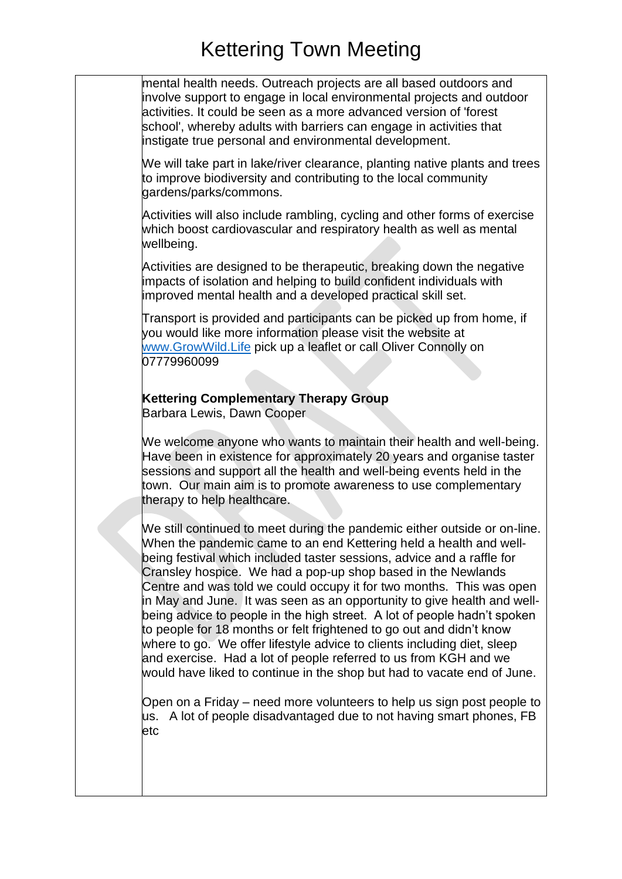mental health needs. Outreach projects are all based outdoors and involve support to engage in local environmental projects and outdoor activities. It could be seen as a more advanced version of 'forest school', whereby adults with barriers can engage in activities that instigate true personal and environmental development.

We will take part in lake/river clearance, planting native plants and trees to improve biodiversity and contributing to the local community gardens/parks/commons.

Activities will also include rambling, cycling and other forms of exercise which boost cardiovascular and respiratory health as well as mental wellbeing.

Activities are designed to be therapeutic, breaking down the negative impacts of isolation and helping to build confident individuals with improved mental health and a developed practical skill set.

Transport is provided and participants can be picked up from home, if you would like more information please visit the website at [www.GrowWild.Life](www.GrowWild.Life) pick up a leaflet or call Oliver Connolly on 07779960099

**Kettering Complementary Therapy Group**
Barbara Lewis, Dawn Cooper

We welcome anyone who wants to maintain their health and well-being. Have been in existence for approximately 20 years and organise taster sessions and support all the health and well-being events held in the town. Our main aim is to promote awareness to use complementary therapy to help healthcare.

We still continued to meet during the pandemic either outside or on-line. When the pandemic came to an end Kettering held a health and well-being festival which included taster sessions, advice and a raffle for Cransley hospice. We had a pop-up shop based in the Newlands Centre and was told we could occupy it for two months. This was open in May and June. It was seen as an opportunity to give health and well-being advice to people in the high street. A lot of people hadn't spoken to people for 18 months or felt frightened to go out and didn't know where to go. We offer lifestyle advice to clients including diet, sleep and exercise. Had a lot of people referred to us from KGH and we would have liked to continue in the shop but had to vacate end of June.

Open on a Friday – need more volunteers to help us sign post people to us. A lot of people disadvantaged due to not having smart phones, FB etc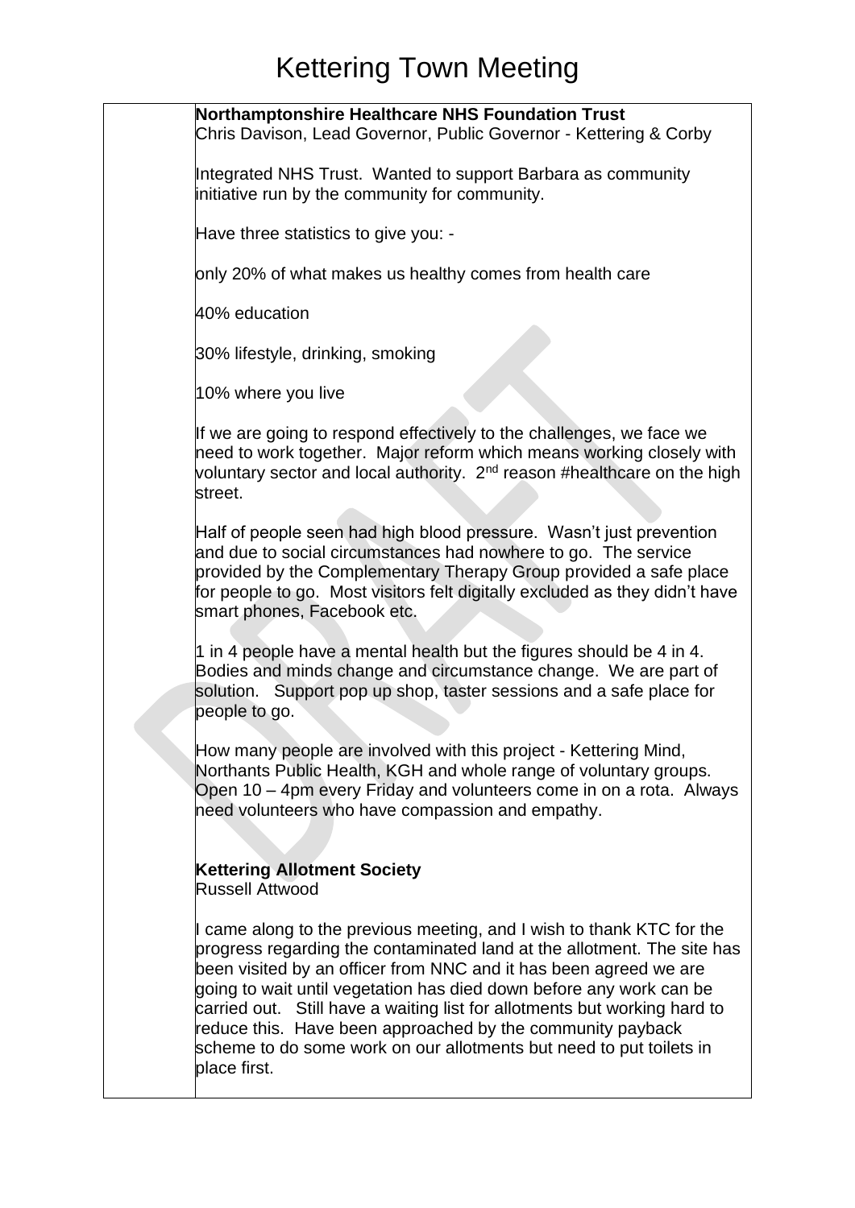# Kettering Town Meeting

| | |
|---|---|
| | **Northamptonshire Healthcare NHS Foundation Trust**<br>Chris Davison, Lead Governor, Public Governor - Kettering & Corby<br><br>Integrated NHS Trust. Wanted to support Barbara as community initiative run by the community for community.<br><br>Have three statistics to give you: -<br><br>only 20% of what makes us healthy comes from health care<br><br>40% education<br><br>30% lifestyle, drinking, smoking<br><br>10% where you live<br><br>If we are going to respond effectively to the challenges, we face we need to work together. Major reform which means working closely with voluntary sector and local authority. 2nd reason #healthcare on the high street.<br><br>Half of people seen had high blood pressure. Wasn't just prevention and due to social circumstances had nowhere to go. The service provided by the Complementary Therapy Group provided a safe place for people to go. Most visitors felt digitally excluded as they didn't have smart phones, Facebook etc.<br><br>1 in 4 people have a mental health but the figures should be 4 in 4. Bodies and minds change and circumstance change. We are part of solution. Support pop up shop, taster sessions and a safe place for people to go.<br><br>How many people are involved with this project - Kettering Mind, Northants Public Health, KGH and whole range of voluntary groups. Open 10 – 4pm every Friday and volunteers come in on a rota. Always need volunteers who have compassion and empathy.<br><br>**Kettering Allotment Society**<br>Russell Attwood<br><br>I came along to the previous meeting, and I wish to thank KTC for the progress regarding the contaminated land at the allotment. The site has been visited by an officer from NNC and it has been agreed we are going to wait until vegetation has died down before any work can be carried out. Still have a waiting list for allotments but working hard to reduce this. Have been approached by the community payback scheme to do some work on our allotments but need to put toilets in place first. |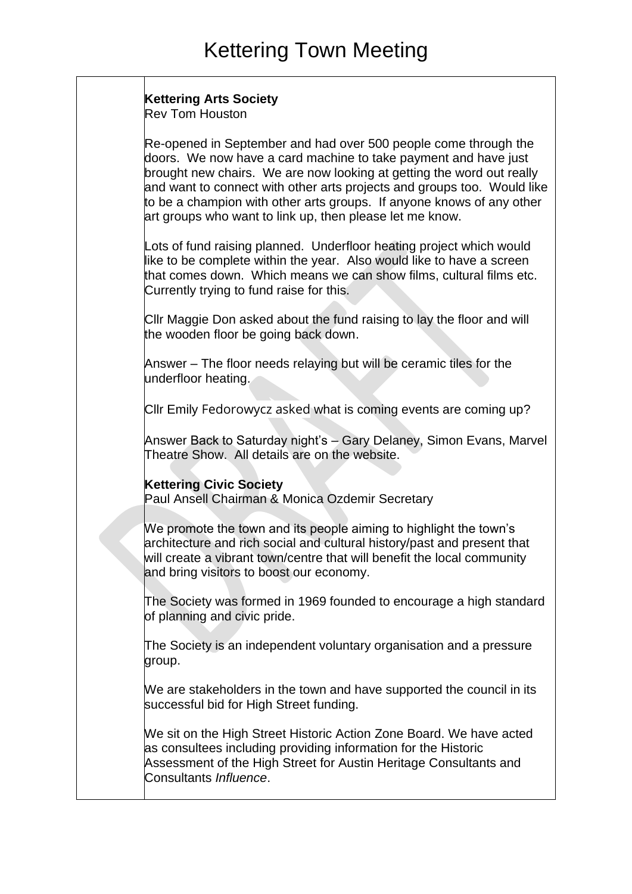# Kettering Town Meeting

**Kettering Arts Society**
Rev Tom Houston

Re-opened in September and had over 500 people come through the doors. We now have a card machine to take payment and have just brought new chairs. We are now looking at getting the word out really and want to connect with other arts projects and groups too. Would like to be a champion with other arts groups. If anyone knows of any other art groups who want to link up, then please let me know.

Lots of fund raising planned. Underfloor heating project which would like to be complete within the year. Also would like to have a screen that comes down. Which means we can show films, cultural films etc. Currently trying to fund raise for this.

Cllr Maggie Don asked about the fund raising to lay the floor and will the wooden floor be going back down.

Answer – The floor needs relaying but will be ceramic tiles for the underfloor heating.

Cllr Emily Fedorowycz asked what is coming events are coming up?

Answer Back to Saturday night's – Gary Delaney, Simon Evans, Marvel Theatre Show. All details are on the website.

**Kettering Civic Society**
Paul Ansell Chairman & Monica Ozdemir Secretary

We promote the town and its people aiming to highlight the town's architecture and rich social and cultural history/past and present that will create a vibrant town/centre that will benefit the local community and bring visitors to boost our economy.

The Society was formed in 1969 founded to encourage a high standard of planning and civic pride.

The Society is an independent voluntary organisation and a pressure group.

We are stakeholders in the town and have supported the council in its successful bid for High Street funding.

We sit on the High Street Historic Action Zone Board. We have acted as consultees including providing information for the Historic Assessment of the High Street for Austin Heritage Consultants and Consultants *Influence*.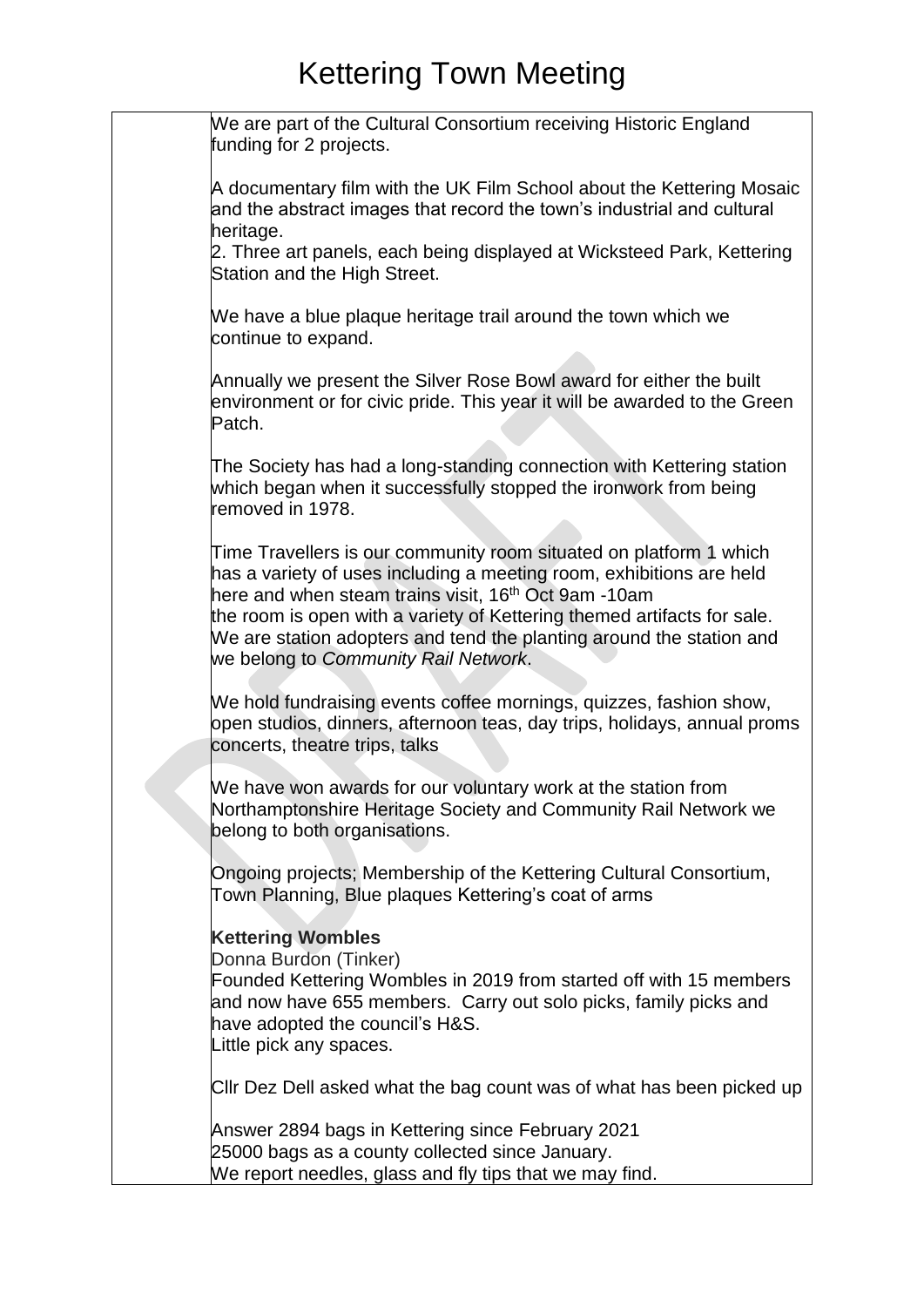# Kettering Town Meeting

| | |
|---|---|
| | We are part of the Cultural Consortium receiving Historic England funding for 2 projects.<br><br>A documentary film with the UK Film School about the Kettering Mosaic and the abstract images that record the town's industrial and cultural heritage.<br>2. Three art panels, each being displayed at Wicksteed Park, Kettering Station and the High Street.<br><br>We have a blue plaque heritage trail around the town which we continue to expand.<br><br>Annually we present the Silver Rose Bowl award for either the built environment or for civic pride. This year it will be awarded to the Green Patch.<br><br>The Society has had a long-standing connection with Kettering station which began when it successfully stopped the ironwork from being removed in 1978.<br><br>Time Travellers is our community room situated on platform 1 which has a variety of uses including a meeting room, exhibitions are held here and when steam trains visit, 16th Oct 9am -10am<br>the room is open with a variety of Kettering themed artifacts for sale.<br>We are station adopters and tend the planting around the station and we belong to *Community Rail Network*.<br><br>We hold fundraising events coffee mornings, quizzes, fashion show, open studios, dinners, afternoon teas, day trips, holidays, annual proms concerts, theatre trips, talks<br><br>We have won awards for our voluntary work at the station from Northamptonshire Heritage Society and Community Rail Network we belong to both organisations.<br><br>Ongoing projects; Membership of the Kettering Cultural Consortium, Town Planning, Blue plaques Kettering's coat of arms<br><br>**Kettering Wombles**<br>Donna Burdon (Tinker)<br>Founded Kettering Wombles in 2019 from started off with 15 members and now have 655 members. Carry out solo picks, family picks and have adopted the council's H&S.<br>Little pick any spaces.<br><br>Cllr Dez Dell asked what the bag count was of what has been picked up<br><br>Answer 2894 bags in Kettering since February 2021<br>25000 bags as a county collected since January.<br>We report needles, glass and fly tips that we may find. |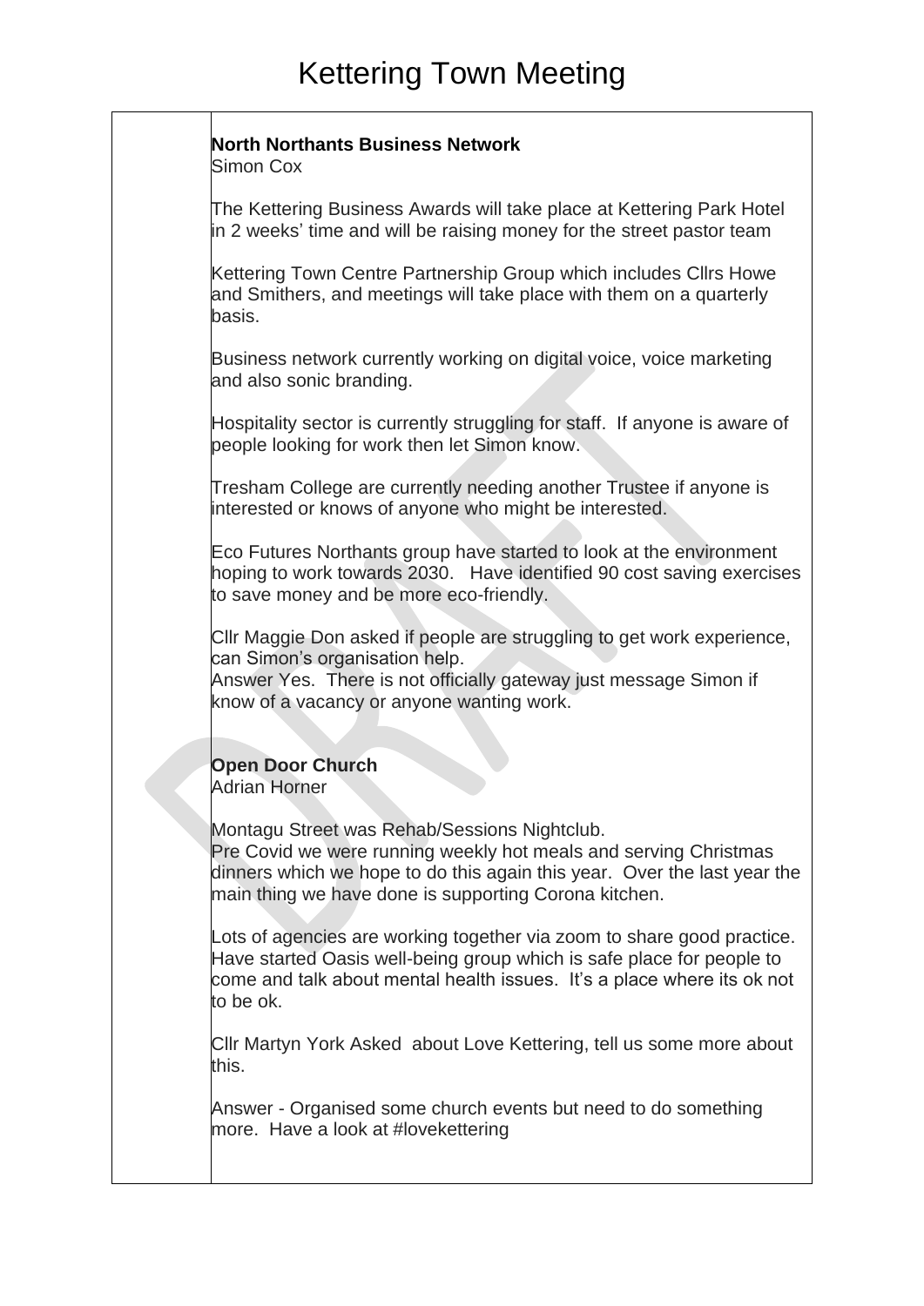# Kettering Town Meeting

**North Northants Business Network**
Simon Cox

The Kettering Business Awards will take place at Kettering Park Hotel in 2 weeks' time and will be raising money for the street pastor team

Kettering Town Centre Partnership Group which includes Cllrs Howe and Smithers, and meetings will take place with them on a quarterly basis.

Business network currently working on digital voice, voice marketing and also sonic branding.

Hospitality sector is currently struggling for staff. If anyone is aware of people looking for work then let Simon know.

Tresham College are currently needing another Trustee if anyone is interested or knows of anyone who might be interested.

Eco Futures Northants group have started to look at the environment hoping to work towards 2030. Have identified 90 cost saving exercises to save money and be more eco-friendly.

Cllr Maggie Don asked if people are struggling to get work experience, can Simon's organisation help.
Answer Yes. There is not officially gateway just message Simon if know of a vacancy or anyone wanting work.

**Open Door Church**
Adrian Horner

Montagu Street was Rehab/Sessions Nightclub.
Pre Covid we were running weekly hot meals and serving Christmas dinners which we hope to do this again this year. Over the last year the main thing we have done is supporting Corona kitchen.

Lots of agencies are working together via zoom to share good practice. Have started Oasis well-being group which is safe place for people to come and talk about mental health issues. It's a place where its ok not to be ok.

Cllr Martyn York Asked about Love Kettering, tell us some more about this.

Answer - Organised some church events but need to do something more. Have a look at #lovekettering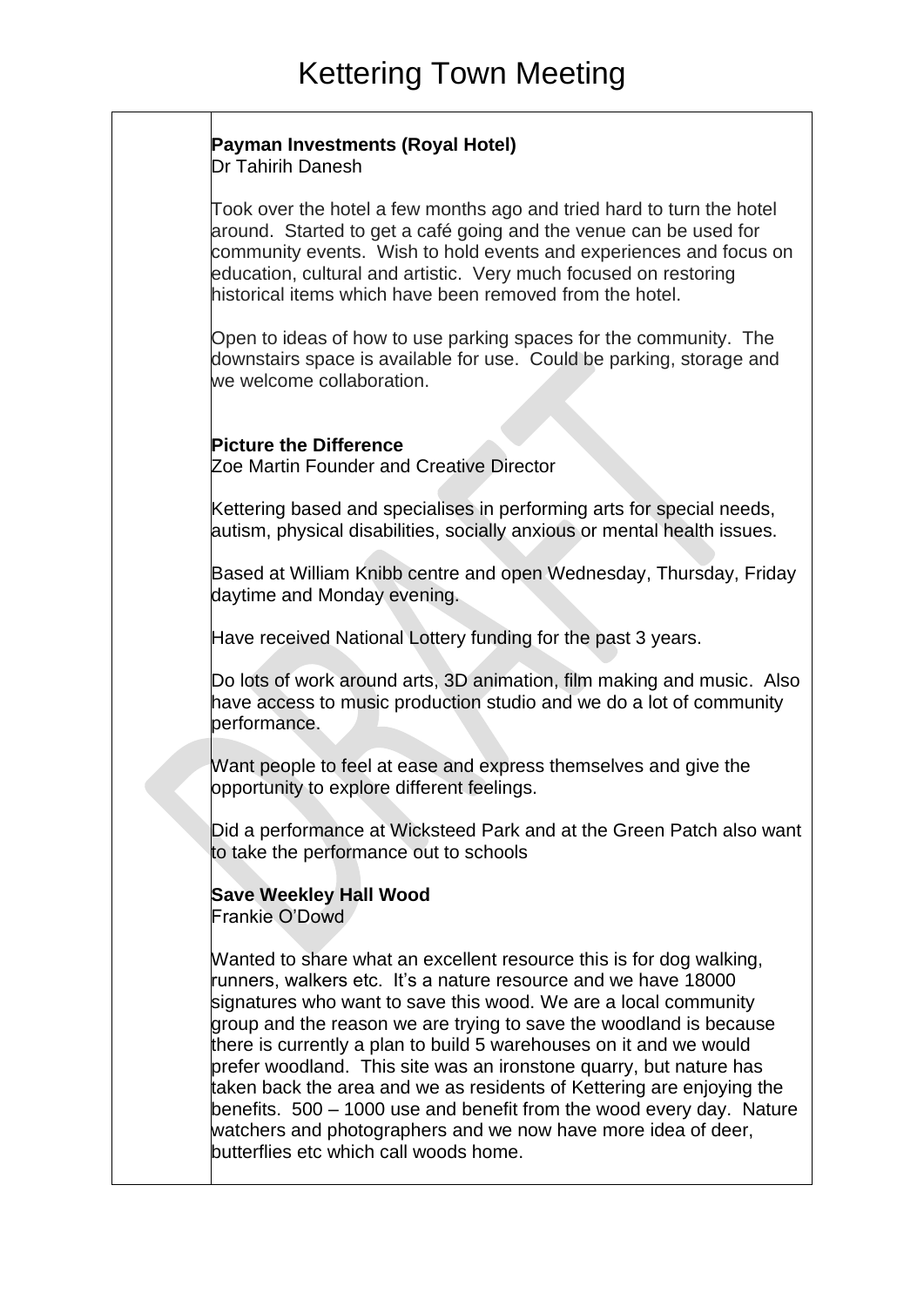# Kettering Town Meeting

**Payman Investments (Royal Hotel)**
Dr Tahirih Danesh

Took over the hotel a few months ago and tried hard to turn the hotel around. Started to get a café going and the venue can be used for community events. Wish to hold events and experiences and focus on education, cultural and artistic. Very much focused on restoring historical items which have been removed from the hotel.

Open to ideas of how to use parking spaces for the community. The downstairs space is available for use. Could be parking, storage and we welcome collaboration.

**Picture the Difference**
Zoe Martin Founder and Creative Director

Kettering based and specialises in performing arts for special needs, autism, physical disabilities, socially anxious or mental health issues.

Based at William Knibb centre and open Wednesday, Thursday, Friday daytime and Monday evening.

Have received National Lottery funding for the past 3 years.

Do lots of work around arts, 3D animation, film making and music. Also have access to music production studio and we do a lot of community performance.

Want people to feel at ease and express themselves and give the opportunity to explore different feelings.

Did a performance at Wicksteed Park and at the Green Patch also want to take the performance out to schools

**Save Weekley Hall Wood**
Frankie O'Dowd

Wanted to share what an excellent resource this is for dog walking, runners, walkers etc. It's a nature resource and we have 18000 signatures who want to save this wood. We are a local community group and the reason we are trying to save the woodland is because there is currently a plan to build 5 warehouses on it and we would prefer woodland. This site was an ironstone quarry, but nature has taken back the area and we as residents of Kettering are enjoying the benefits. 500 – 1000 use and benefit from the wood every day. Nature watchers and photographers and we now have more idea of deer, butterflies etc which call woods home.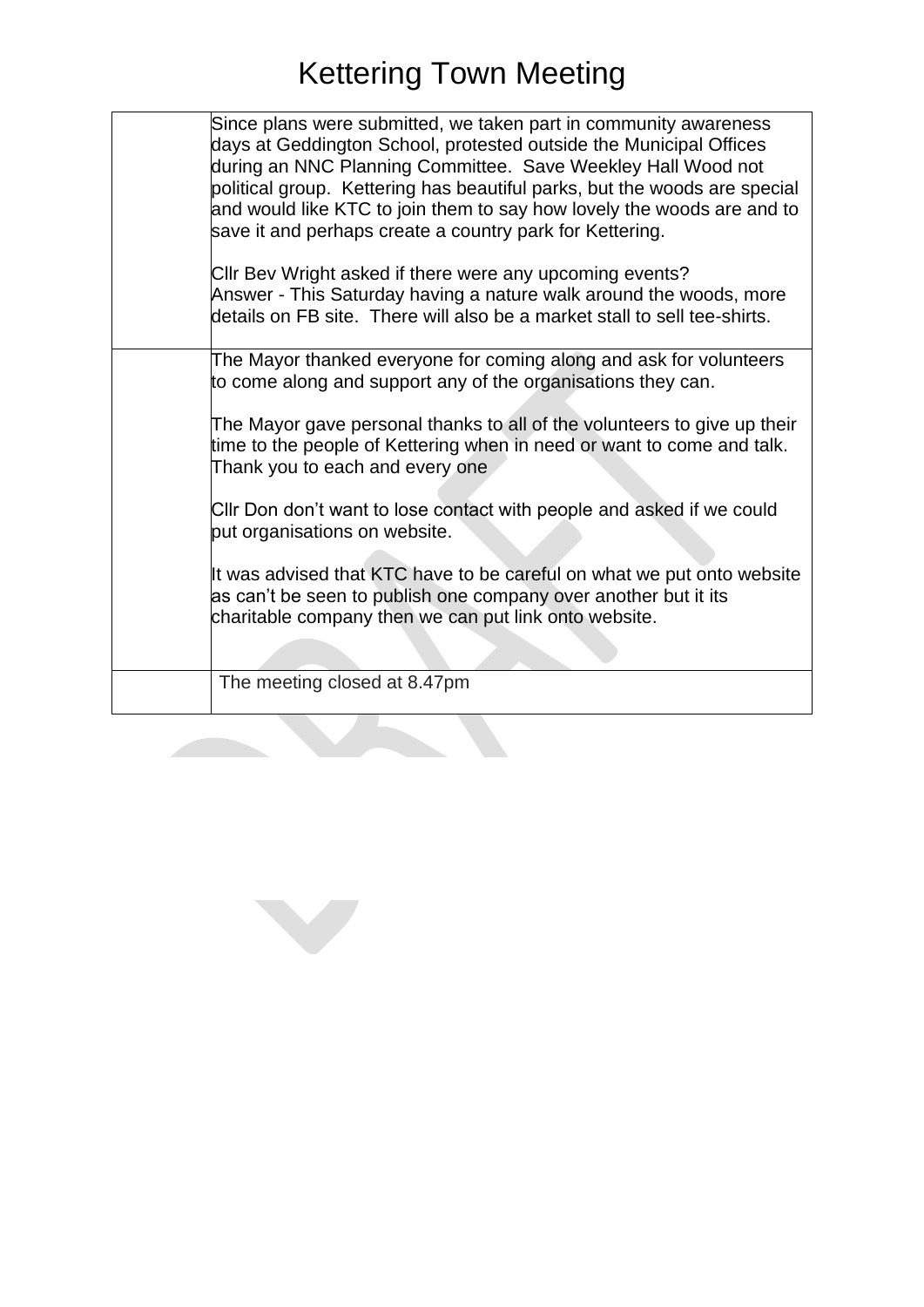# Kettering Town Meeting

| | |
|---|---|
| | Since plans were submitted, we taken part in community awareness days at Geddington School, protested outside the Municipal Offices during an NNC Planning Committee. Save Weekley Hall Wood not political group. Kettering has beautiful parks, but the woods are special and would like KTC to join them to say how lovely the woods are and to save it and perhaps create a country park for Kettering.<br><br>Cllr Bev Wright asked if there were any upcoming events?<br>Answer - This Saturday having a nature walk around the woods, more details on FB site. There will also be a market stall to sell tee-shirts. |
| | The Mayor thanked everyone for coming along and ask for volunteers to come along and support any of the organisations they can.<br><br>The Mayor gave personal thanks to all of the volunteers to give up their time to the people of Kettering when in need or want to come and talk. Thank you to each and every one<br><br>Cllr Don don't want to lose contact with people and asked if we could put organisations on website.<br><br>It was advised that KTC have to be careful on what we put onto website as can't be seen to publish one company over another but it its charitable company then we can put link onto website. |
| | The meeting closed at 8.47pm |